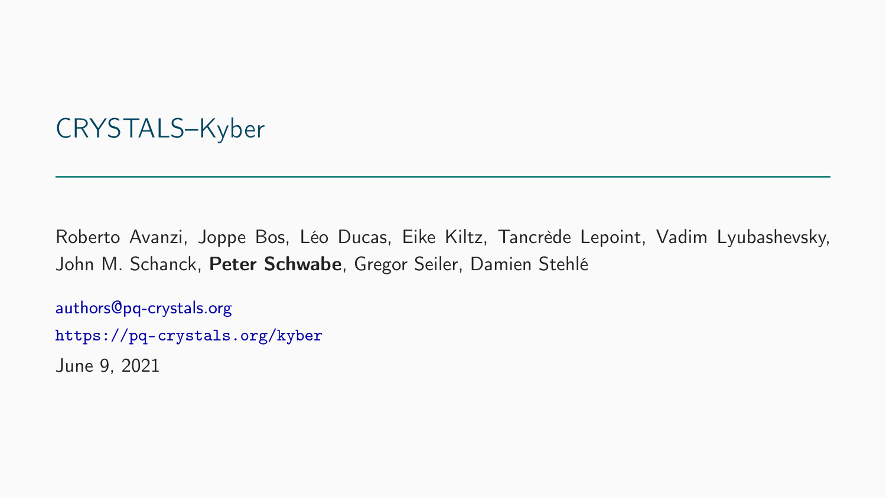# CRYSTALS–Kyber

---

Roberto Avanzi, Joppe Bos, Léo Ducas, Eike Kiltz, Tancrède Lepoint, Vadim Lyubashevsky, John M. Schanck, **Peter Schwabe**, Gregor Seiler, Damien Stehlé

authors@pq-crystals.org

https://pq-crystals.org/kyber

June 9, 2021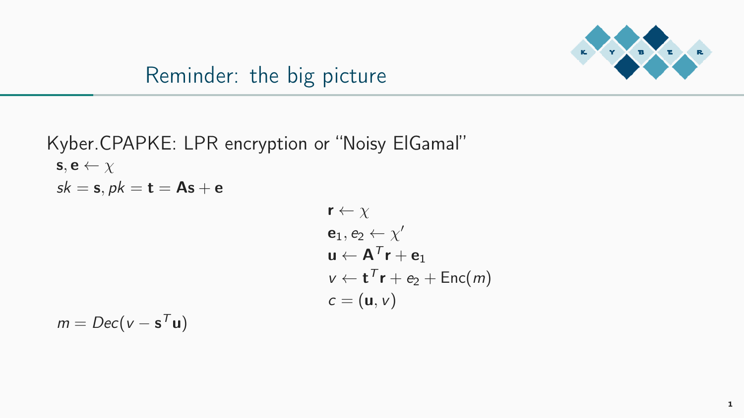## Reminder: the big picture

Kyber.CPAPKE: LPR encryption or "Noisy ElGamal"

$\mathbf{s}, \mathbf{e} \leftarrow \chi$

$sk = \mathbf{s}, pk = \mathbf{t} = \mathbf{A}\mathbf{s} + \mathbf{e}$

$\mathbf{r} \leftarrow \chi$

$\mathbf{e}_1, e_2 \leftarrow \chi'$

$\mathbf{u} \leftarrow \mathbf{A}^T\mathbf{r} + \mathbf{e}_1$

$v \leftarrow \mathbf{t}^T\mathbf{r} + e_2 + \mathrm{Enc}(m)$

$c = (\mathbf{u}, v)$

$m = Dec(v - \mathbf{s}^T\mathbf{u})$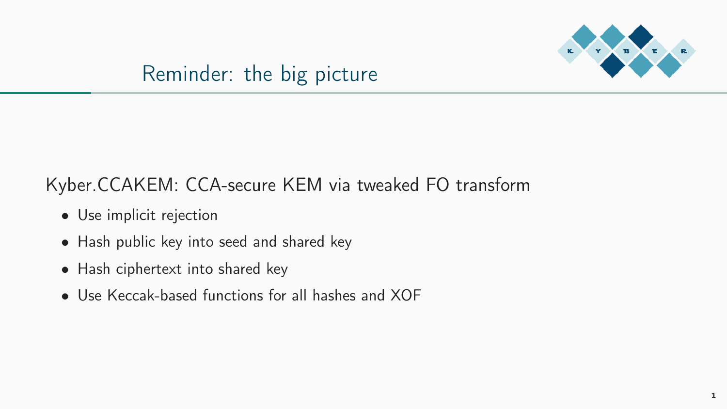# Reminder: the big picture

Kyber.CCAKEM: CCA-secure KEM via tweaked FO transform

- Use implicit rejection
- Hash public key into seed and shared key
- Hash ciphertext into shared key
- Use Keccak-based functions for all hashes and XOF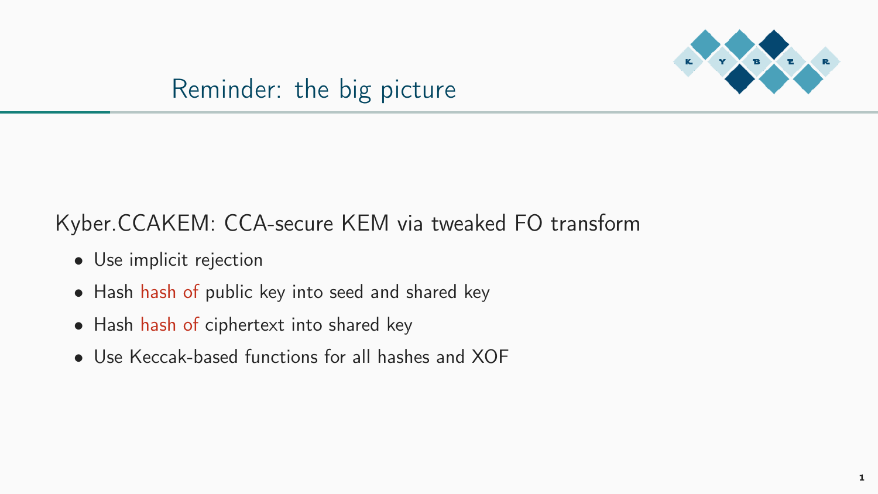## Reminder: the big picture

Kyber.CCAKEM: CCA-secure KEM via tweaked FO transform

- Use implicit rejection
- Hash hash of public key into seed and shared key
- Hash hash of ciphertext into shared key
- Use Keccak-based functions for all hashes and XOF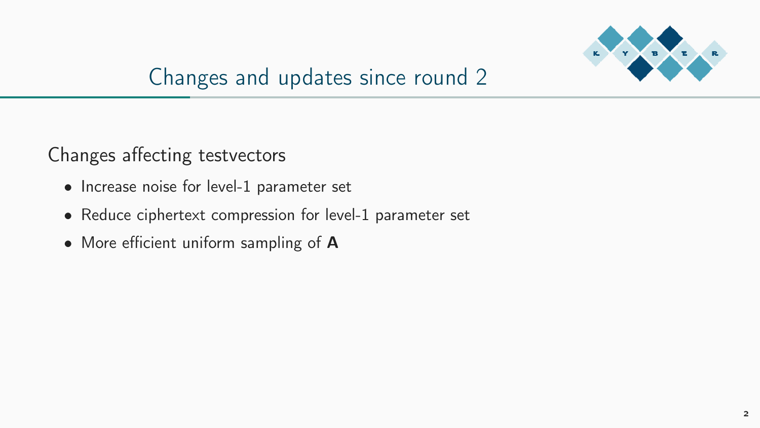# Changes and updates since round 2

Changes affecting testvectors

- Increase noise for level-1 parameter set
- Reduce ciphertext compression for level-1 parameter set
- More efficient uniform sampling of $\mathbf{A}$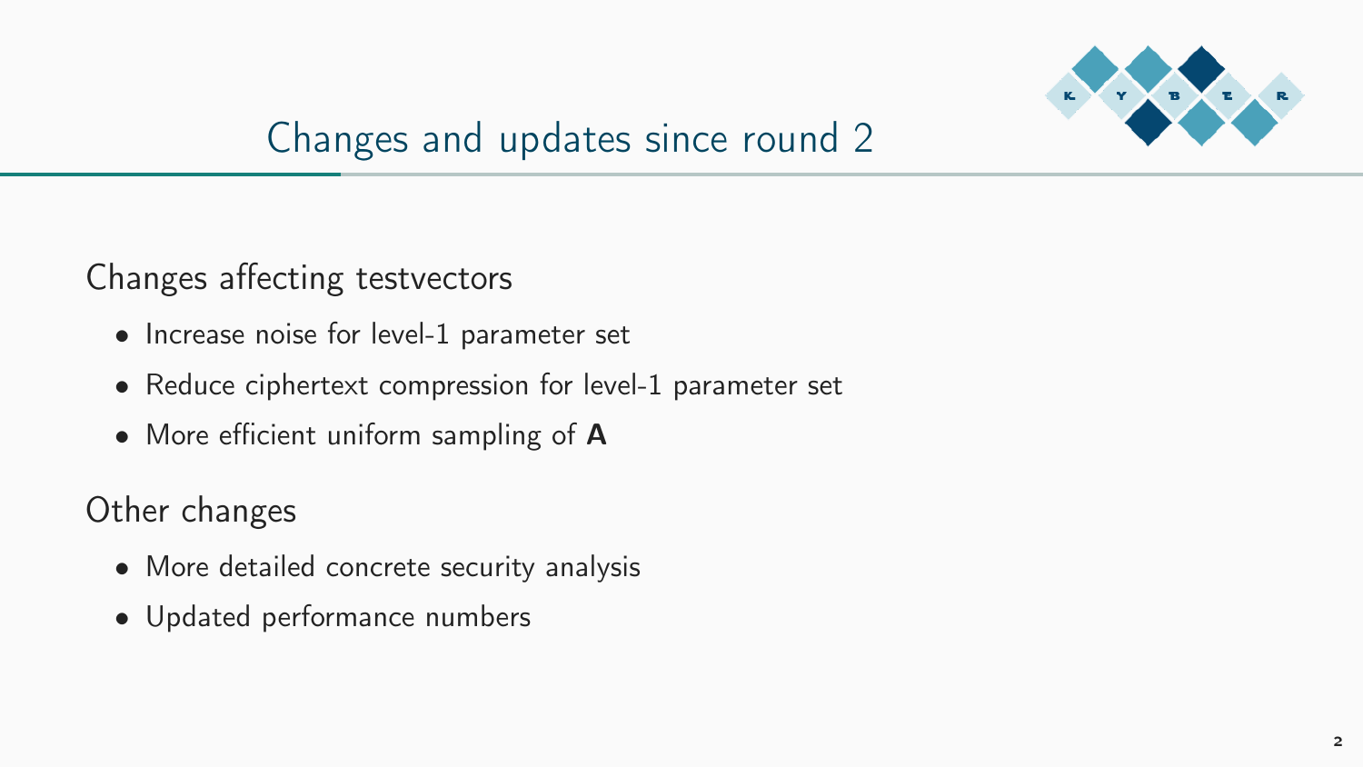# Changes and updates since round 2

## Changes affecting testvectors

- Increase noise for level-1 parameter set
- Reduce ciphertext compression for level-1 parameter set
- More efficient uniform sampling of $\mathbf{A}$

## Other changes

- More detailed concrete security analysis
- Updated performance numbers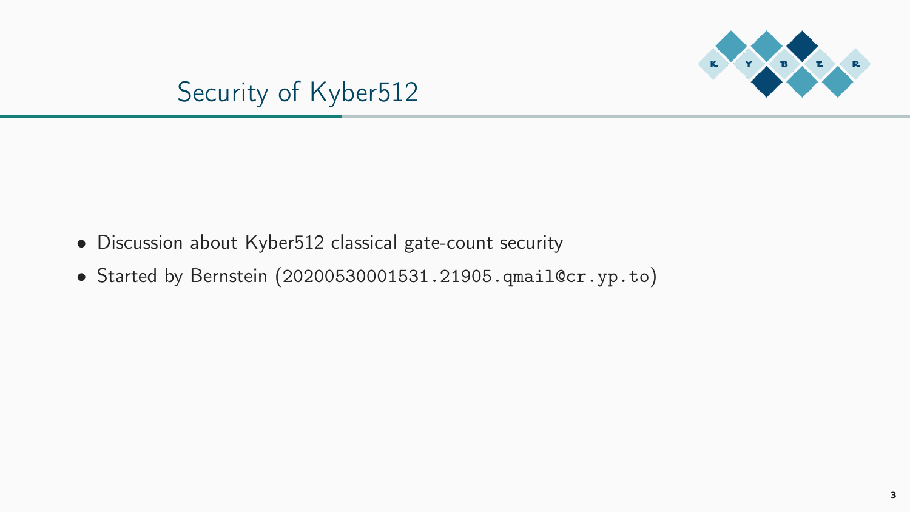# Security of Kyber512

- Discussion about Kyber512 classical gate-count security
- Started by Bernstein (`20200530001531.21905.qmail@cr.yp.to`)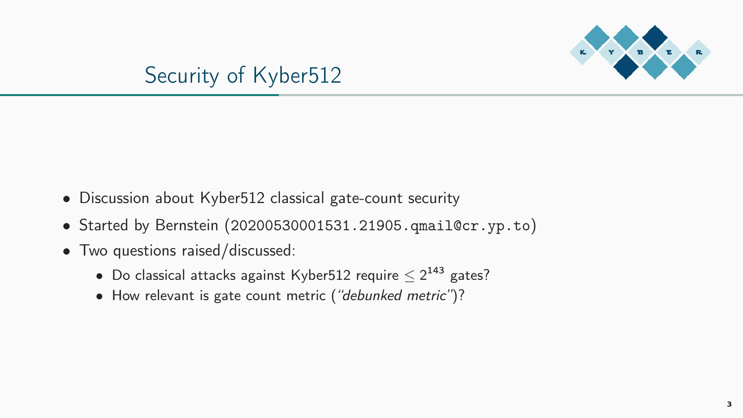## Security of Kyber512

- Discussion about Kyber512 classical gate-count security
- Started by Bernstein (`20200530001531.21905.qmail@cr.yp.to`)
- Two questions raised/discussed:
  - Do classical attacks against Kyber512 require $\leq 2^{143}$ gates?
  - How relevant is gate count metric (*"debunked metric"*)?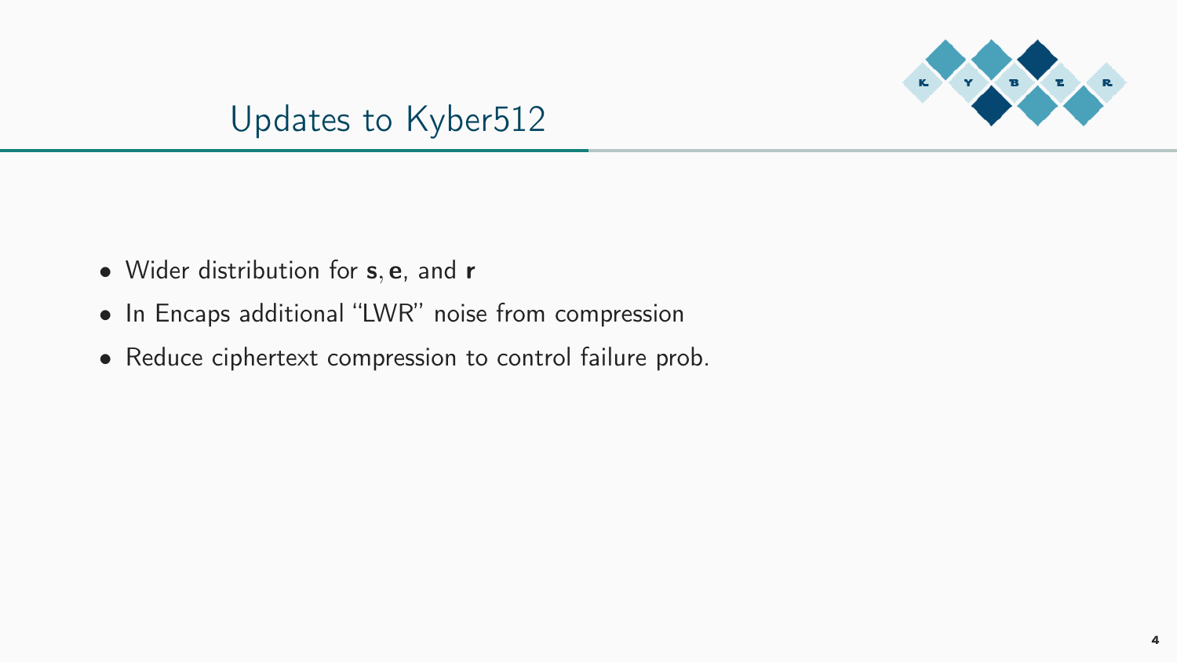## Updates to Kyber512

- Wider distribution for $\mathbf{s}, \mathbf{e}$, and $\mathbf{r}$
- In Encaps additional "LWR" noise from compression
- Reduce ciphertext compression to control failure prob.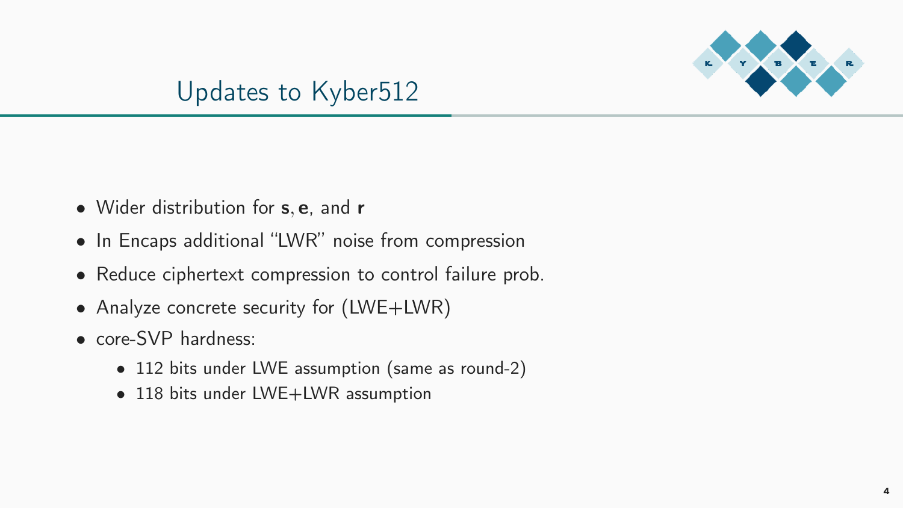# Updates to Kyber512

- Wider distribution for $\mathbf{s}, \mathbf{e}$, and $\mathbf{r}$
- In Encaps additional "LWR" noise from compression
- Reduce ciphertext compression to control failure prob.
- Analyze concrete security for (LWE+LWR)
- core-SVP hardness:
  - 112 bits under LWE assumption (same as round-2)
  - 118 bits under LWE+LWR assumption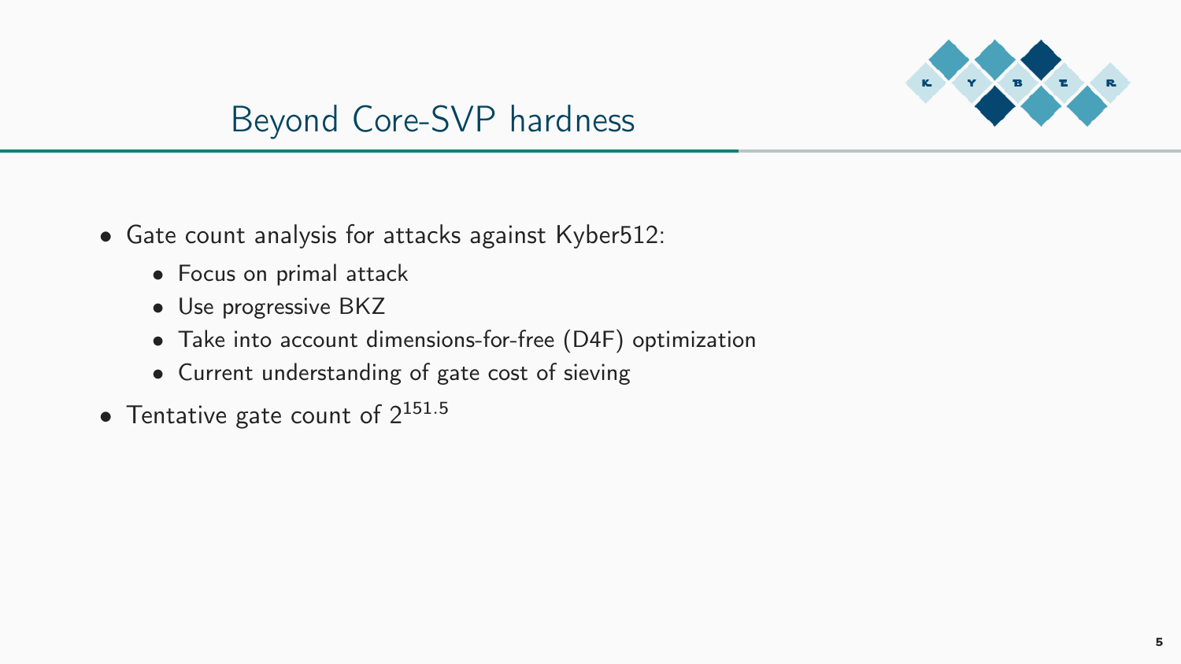# Beyond Core-SVP hardness

- Gate count analysis for attacks against Kyber512:
  - Focus on primal attack
  - Use progressive BKZ
  - Take into account dimensions-for-free (D4F) optimization
  - Current understanding of gate cost of sieving
- Tentative gate count of $2^{151.5}$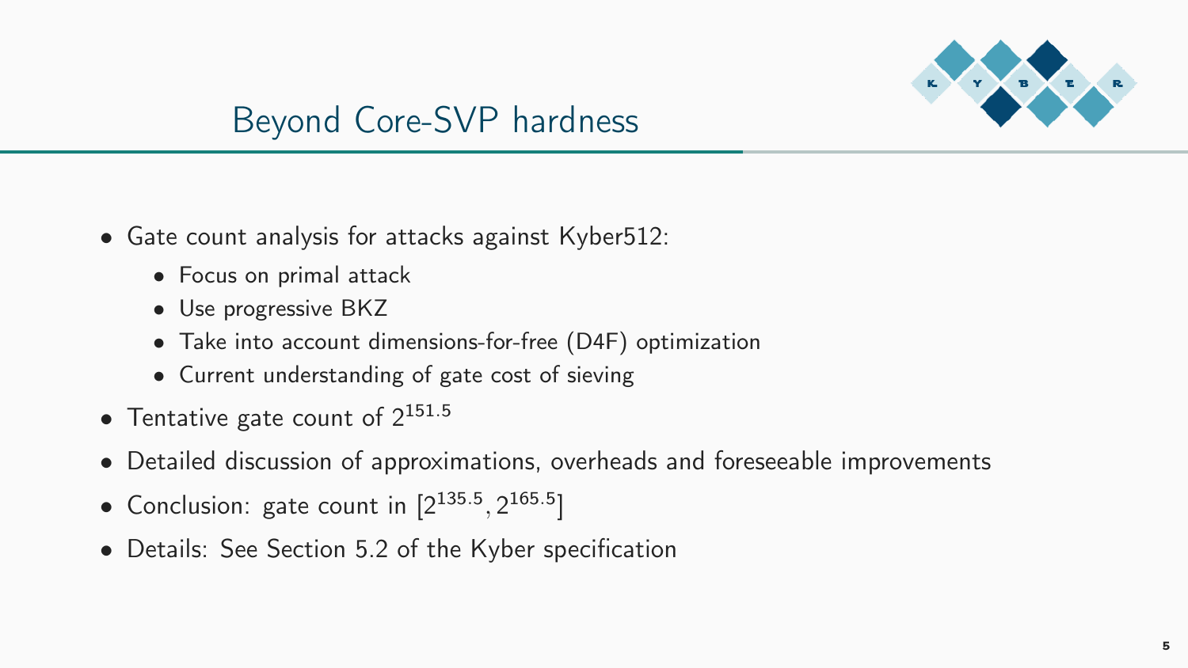## Beyond Core-SVP hardness

- Gate count analysis for attacks against Kyber512:
  - Focus on primal attack
  - Use progressive BKZ
  - Take into account dimensions-for-free (D4F) optimization
  - Current understanding of gate cost of sieving
- Tentative gate count of $2^{151.5}$
- Detailed discussion of approximations, overheads and foreseeable improvements
- Conclusion: gate count in $[2^{135.5}, 2^{165.5}]$
- Details: See Section 5.2 of the Kyber specification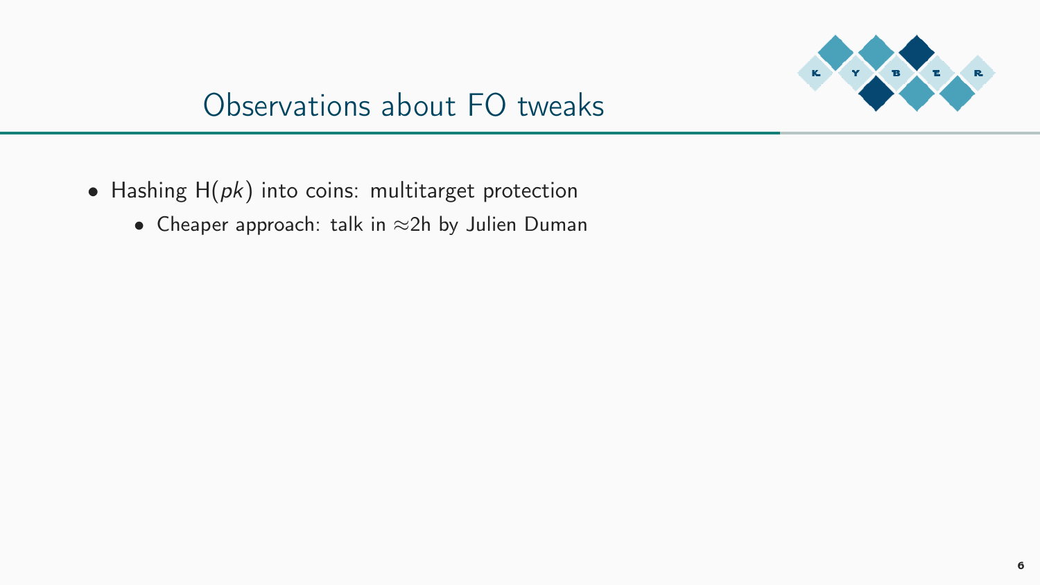# Observations about FO tweaks

- Hashing $\mathsf{H}(pk)$ into coins: multitarget protection
  - Cheaper approach: talk in $\approx$2h by Julien Duman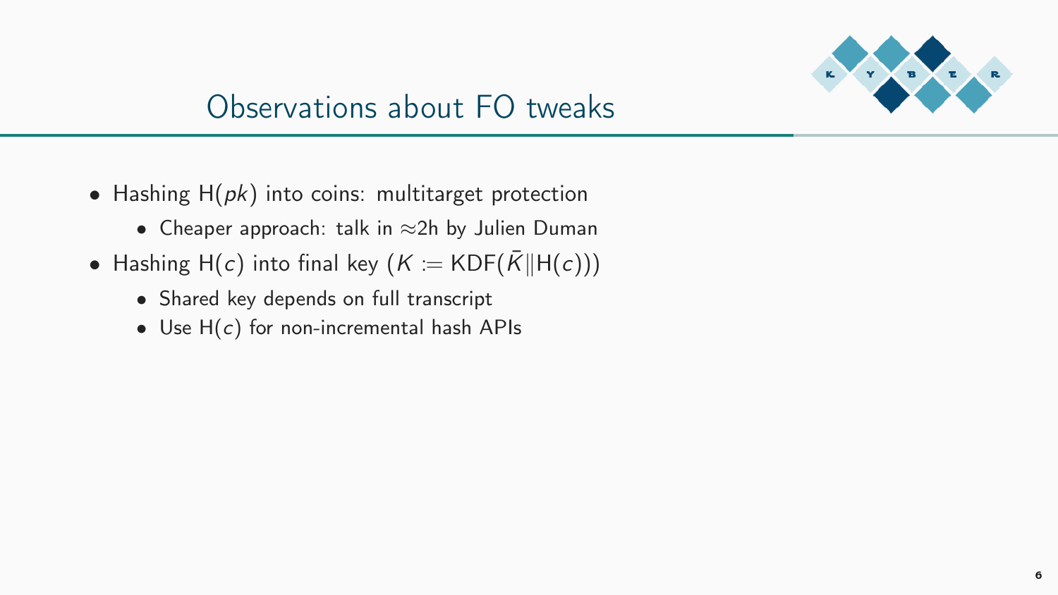# Observations about FO tweaks

- Hashing $\mathsf{H}(pk)$ into coins: multitarget protection
  - Cheaper approach: talk in ≈2h by Julien Duman
- Hashing $\mathsf{H}(c)$ into final key ($K := \mathsf{KDF}(\bar{K} \| \mathsf{H}(c))$)
  - Shared key depends on full transcript
  - Use $\mathsf{H}(c)$ for non-incremental hash APIs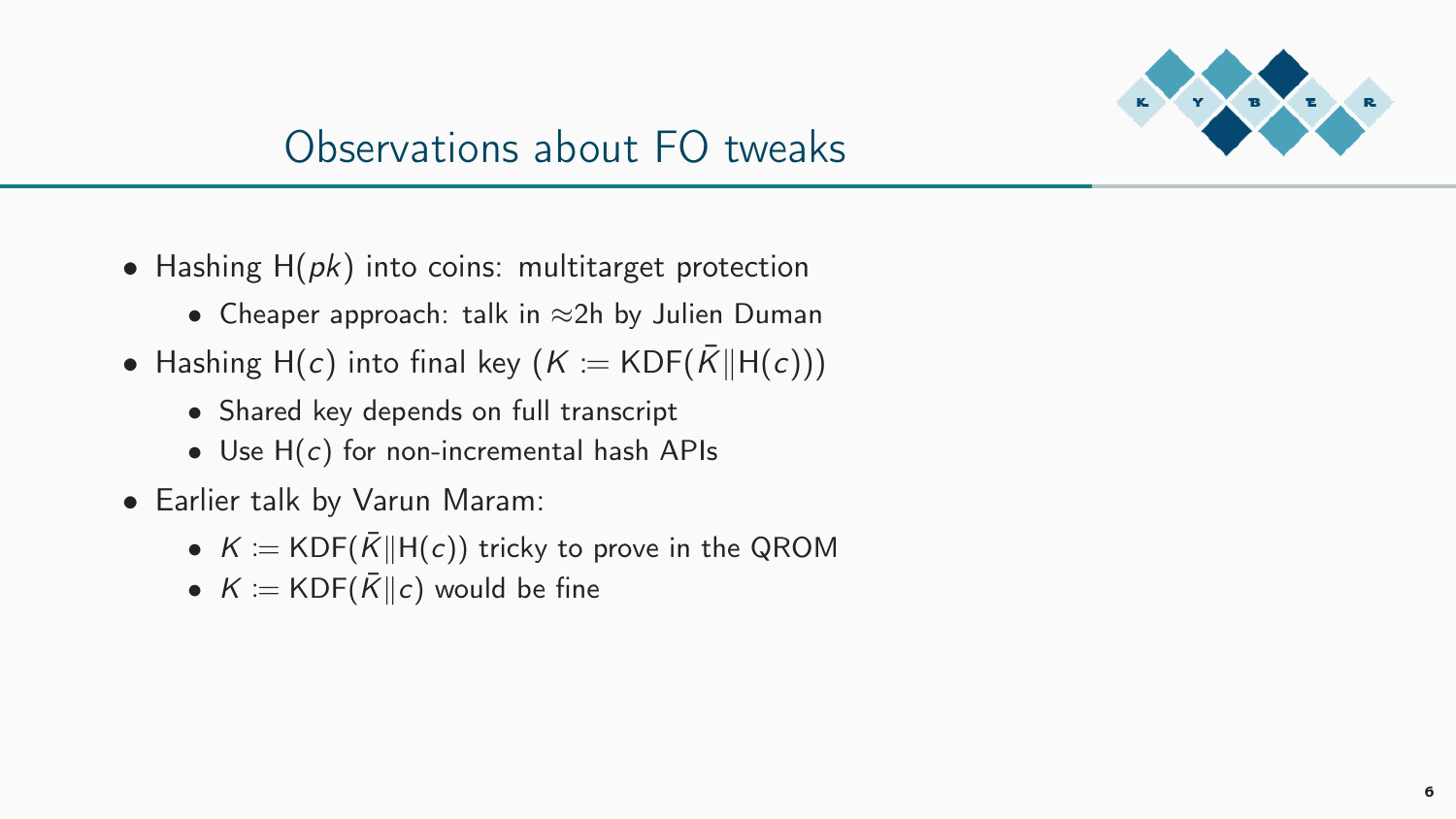# Observations about FO tweaks

- Hashing $\mathsf{H}(pk)$ into coins: multitarget protection
  - Cheaper approach: talk in $\approx$2h by Julien Duman
- Hashing $\mathsf{H}(c)$ into final key ($K := \mathsf{KDF}(\bar{K} \| \mathsf{H}(c))$)
  - Shared key depends on full transcript
  - Use $\mathsf{H}(c)$ for non-incremental hash APIs
- Earlier talk by Varun Maram:
  - $K := \mathsf{KDF}(\bar{K} \| \mathsf{H}(c))$ tricky to prove in the QROM
  - $K := \mathsf{KDF}(\bar{K} \| c)$ would be fine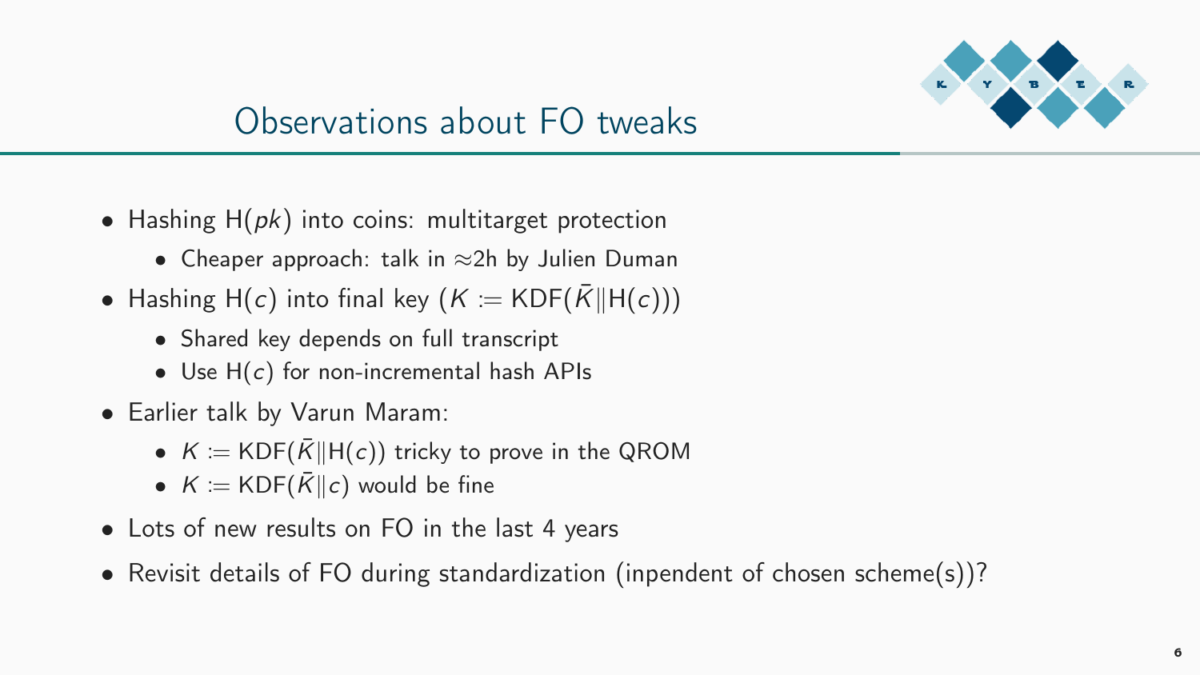# Observations about FO tweaks

- Hashing $\mathsf{H}(pk)$ into coins: multitarget protection
  - Cheaper approach: talk in ≈2h by Julien Duman
- Hashing $\mathsf{H}(c)$ into final key ($K := \mathsf{KDF}(\bar{K} \| \mathsf{H}(c))$)
  - Shared key depends on full transcript
  - Use $\mathsf{H}(c)$ for non-incremental hash APIs
- Earlier talk by Varun Maram:
  - $K := \mathsf{KDF}(\bar{K} \| \mathsf{H}(c))$ tricky to prove in the QROM
  - $K := \mathsf{KDF}(\bar{K} \| c)$ would be fine
- Lots of new results on FO in the last 4 years
- Revisit details of FO during standardization (inpendent of chosen scheme(s))?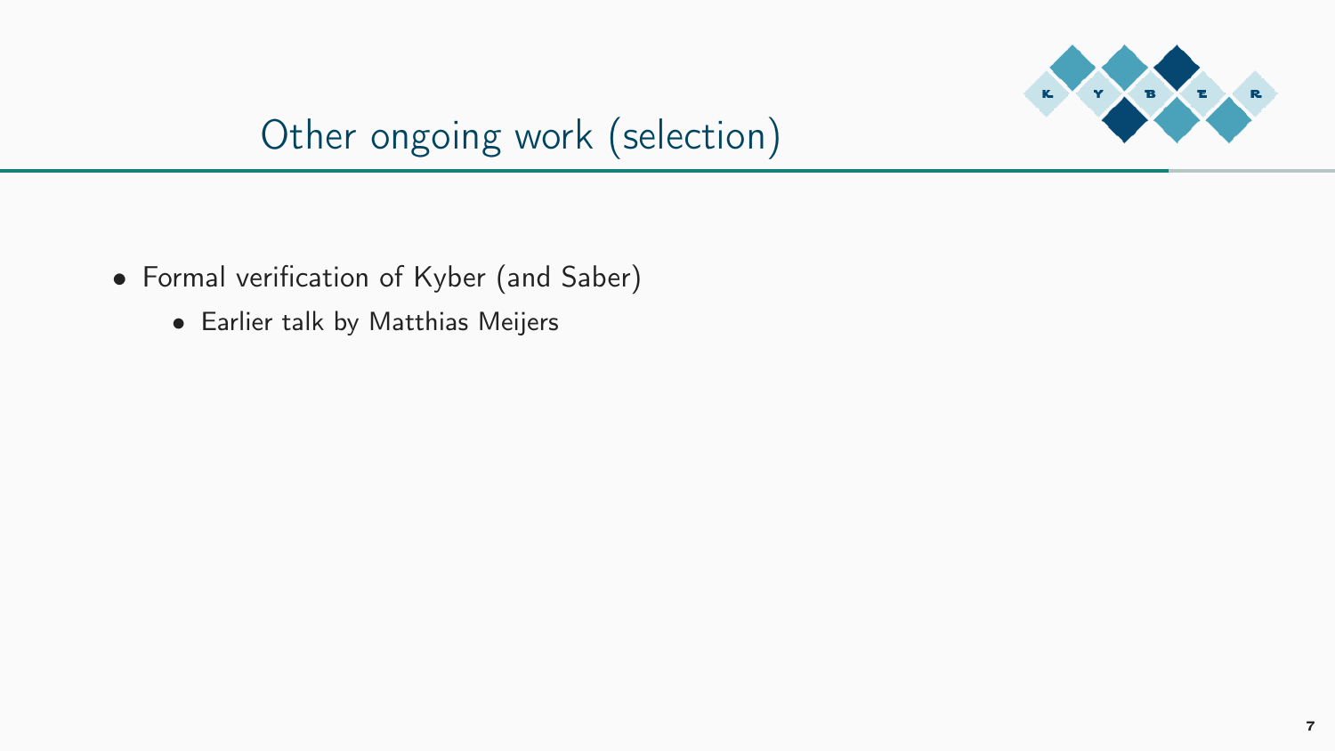## Other ongoing work (selection)

- Formal verification of Kyber (and Saber)
  - Earlier talk by Matthias Meijers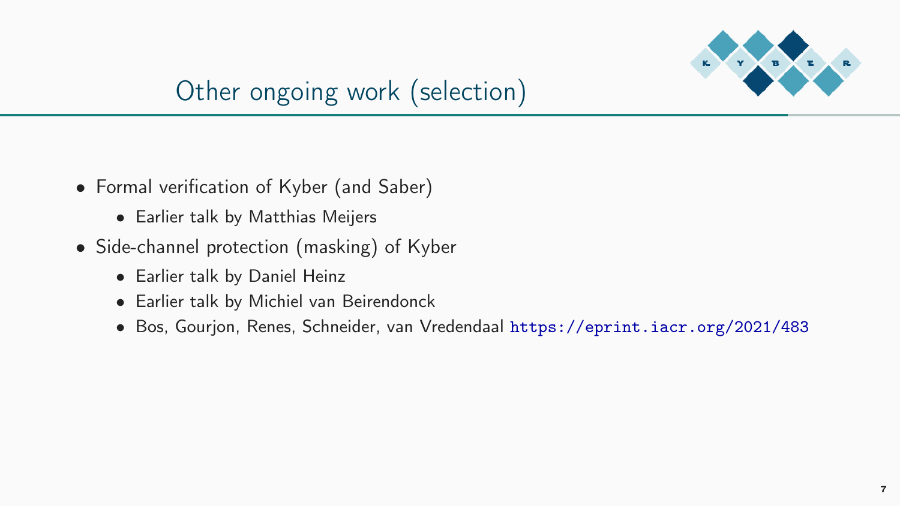# Other ongoing work (selection)

- Formal verification of Kyber (and Saber)
  - Earlier talk by Matthias Meijers
- Side-channel protection (masking) of Kyber
  - Earlier talk by Daniel Heinz
  - Earlier talk by Michiel van Beirendonck
  - Bos, Gourjon, Renes, Schneider, van Vredendaal https://eprint.iacr.org/2021/483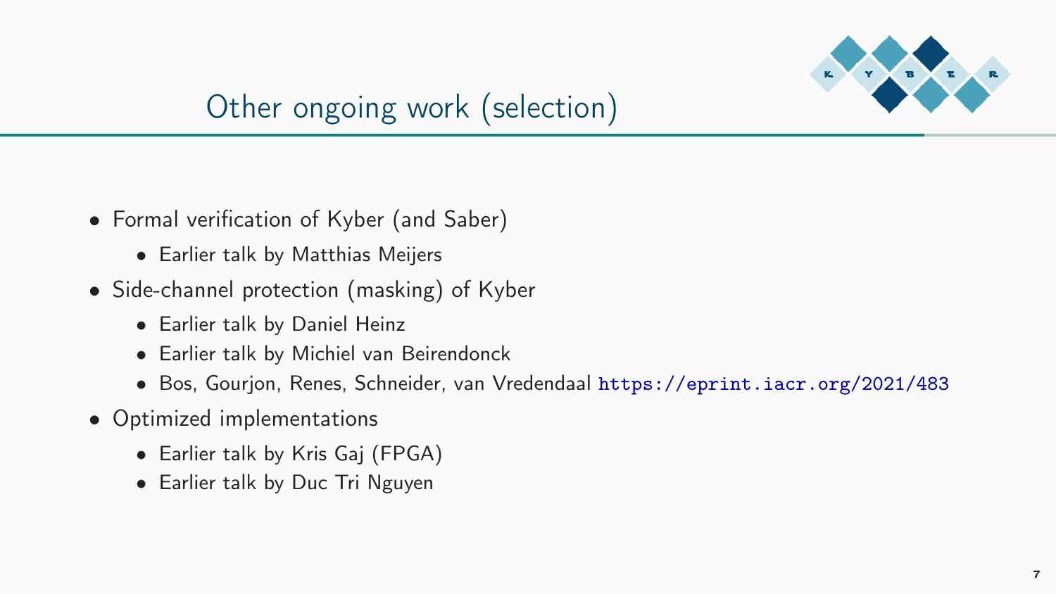# Other ongoing work (selection)

- Formal verification of Kyber (and Saber)
  - Earlier talk by Matthias Meijers
- Side-channel protection (masking) of Kyber
  - Earlier talk by Daniel Heinz
  - Earlier talk by Michiel van Beirendonck
  - Bos, Gourjon, Renes, Schneider, van Vredendaal https://eprint.iacr.org/2021/483
- Optimized implementations
  - Earlier talk by Kris Gaj (FPGA)
  - Earlier talk by Duc Tri Nguyen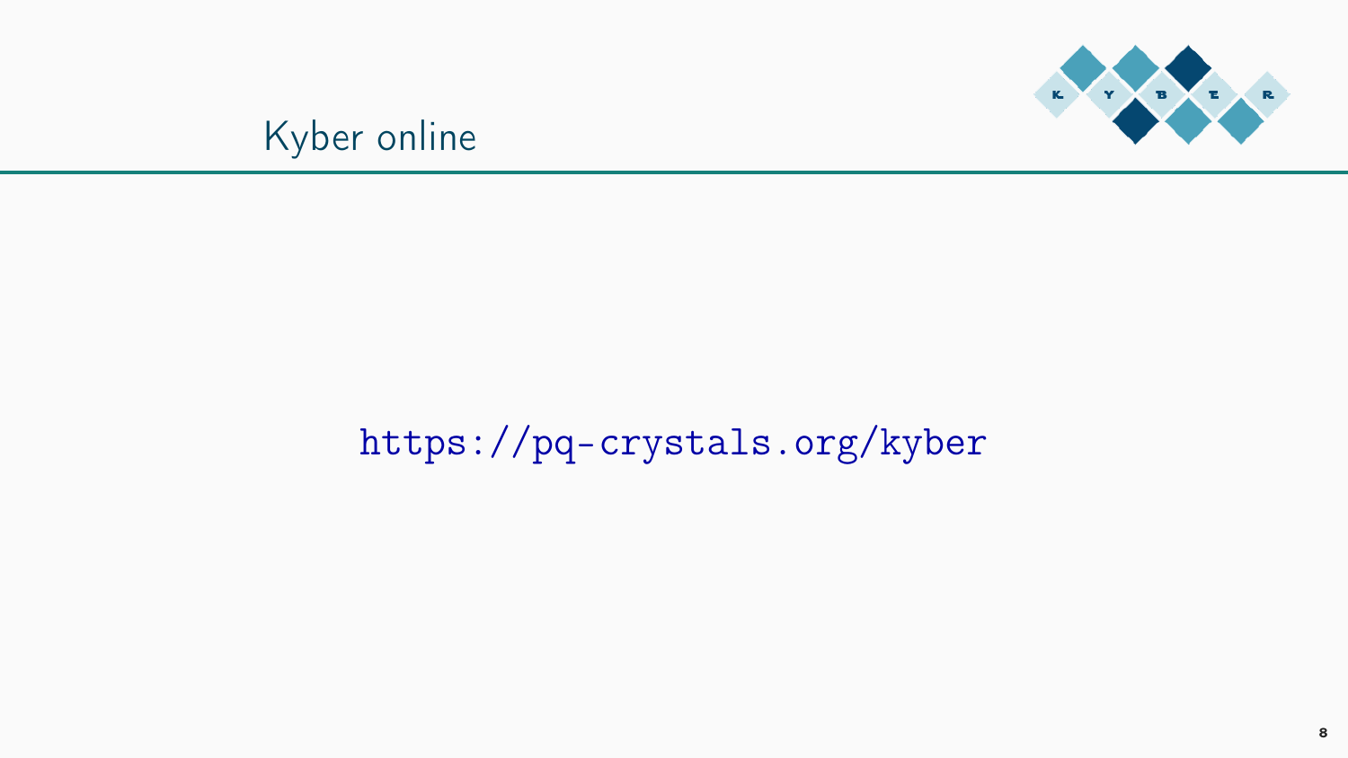# Kyber online

https://pq-crystals.org/kyber